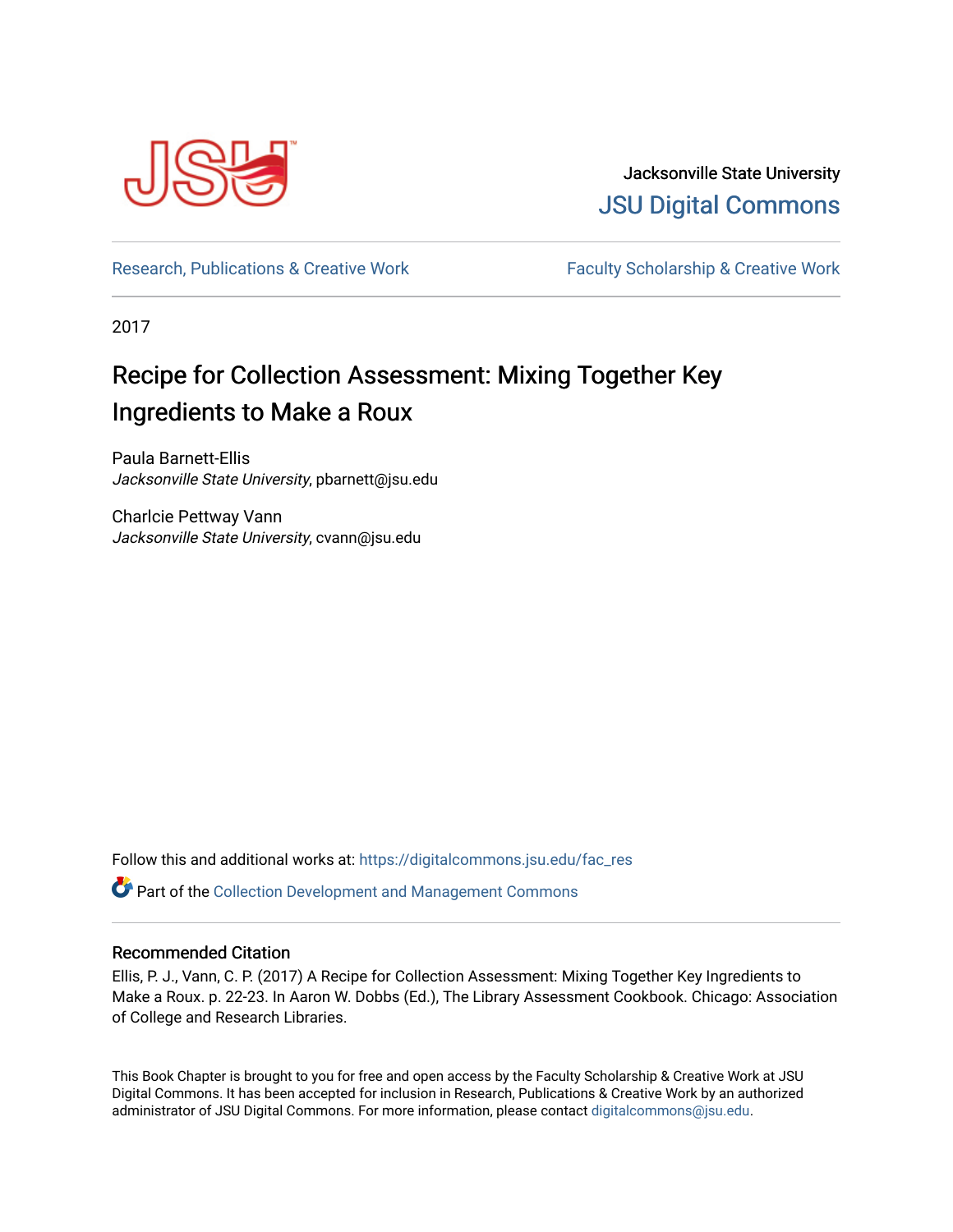Jacksonville State University

JSU Digital Commons

Research, Publications & Creative Work

Faculty Scholarship & Creative Work

2017

# Recipe for Collection Assessment: Mixing Together Key Ingredients to Make a Roux

Paula Barnett-Ellis
*Jacksonville State University*, pbarnett@jsu.edu

Charlcie Pettway Vann
*Jacksonville State University*, cvann@jsu.edu

Follow this and additional works at: https://digitalcommons.jsu.edu/fac_res

Part of the Collection Development and Management Commons

## Recommended Citation

Ellis, P. J., Vann, C. P. (2017) A Recipe for Collection Assessment: Mixing Together Key Ingredients to Make a Roux. p. 22-23. In Aaron W. Dobbs (Ed.), The Library Assessment Cookbook. Chicago: Association of College and Research Libraries.

This Book Chapter is brought to you for free and open access by the Faculty Scholarship & Creative Work at JSU Digital Commons. It has been accepted for inclusion in Research, Publications & Creative Work by an authorized administrator of JSU Digital Commons. For more information, please contact digitalcommons@jsu.edu.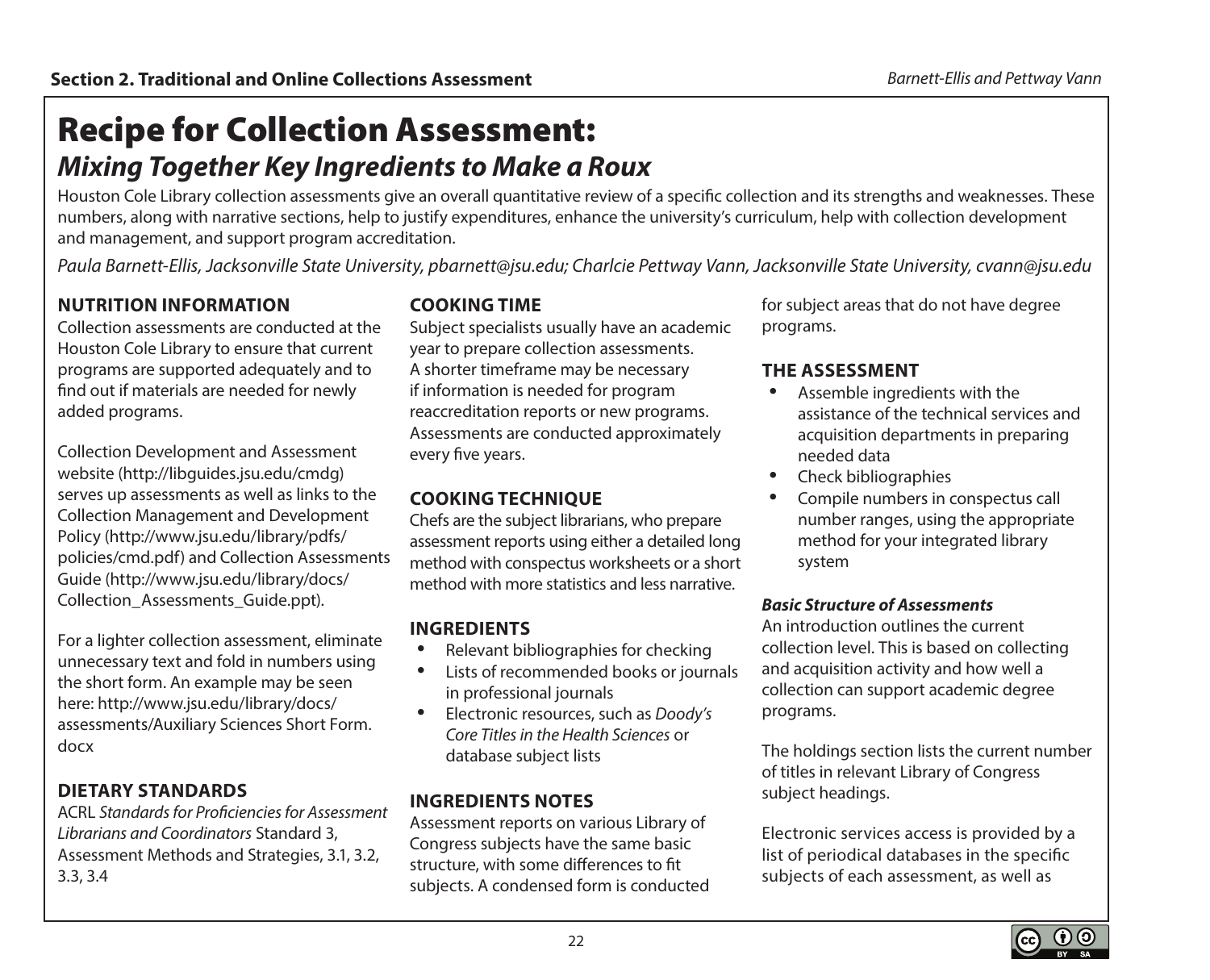# Recipe for Collection Assessment:

## *Mixing Together Key Ingredients to Make a Roux*

Houston Cole Library collection assessments give an overall quantitative review of a specific collection and its strengths and weaknesses. These numbers, along with narrative sections, help to justify expenditures, enhance the university's curriculum, help with collection development and management, and support program accreditation.

*Paula Barnett-Ellis, Jacksonville State University, pbarnett@jsu.edu; Charlcie Pettway Vann, Jacksonville State University, cvann@jsu.edu*

### NUTRITION INFORMATION

Collection assessments are conducted at the Houston Cole Library to ensure that current programs are supported adequately and to find out if materials are needed for newly added programs.

Collection Development and Assessment website (http://libguides.jsu.edu/cmdg) serves up assessments as well as links to the Collection Management and Development Policy (http://www.jsu.edu/library/pdfs/policies/cmd.pdf) and Collection Assessments Guide (http://www.jsu.edu/library/docs/Collection_Assessments_Guide.ppt).

For a lighter collection assessment, eliminate unnecessary text and fold in numbers using the short form. An example may be seen here: http://www.jsu.edu/library/docs/assessments/Auxiliary Sciences Short Form.docx

### DIETARY STANDARDS

ACRL *Standards for Proficiencies for Assessment Librarians and Coordinators* Standard 3, Assessment Methods and Strategies, 3.1, 3.2, 3.3, 3.4

### COOKING TIME

Subject specialists usually have an academic year to prepare collection assessments. A shorter timeframe may be necessary if information is needed for program reaccreditation reports or new programs. Assessments are conducted approximately every five years.

### COOKING TECHNIQUE

Chefs are the subject librarians, who prepare assessment reports using either a detailed long method with conspectus worksheets or a short method with more statistics and less narrative.

### INGREDIENTS

- Relevant bibliographies for checking
- Lists of recommended books or journals in professional journals
- Electronic resources, such as *Doody's Core Titles in the Health Sciences* or database subject lists

### INGREDIENTS NOTES

Assessment reports on various Library of Congress subjects have the same basic structure, with some differences to fit subjects. A condensed form is conducted for subject areas that do not have degree programs.

### THE ASSESSMENT

- Assemble ingredients with the assistance of the technical services and acquisition departments in preparing needed data
- Check bibliographies
- Compile numbers in conspectus call number ranges, using the appropriate method for your integrated library system

#### *Basic Structure of Assessments*

An introduction outlines the current collection level. This is based on collecting and acquisition activity and how well a collection can support academic degree programs.

The holdings section lists the current number of titles in relevant Library of Congress subject headings.

Electronic services access is provided by a list of periodical databases in the specific subjects of each assessment, as well as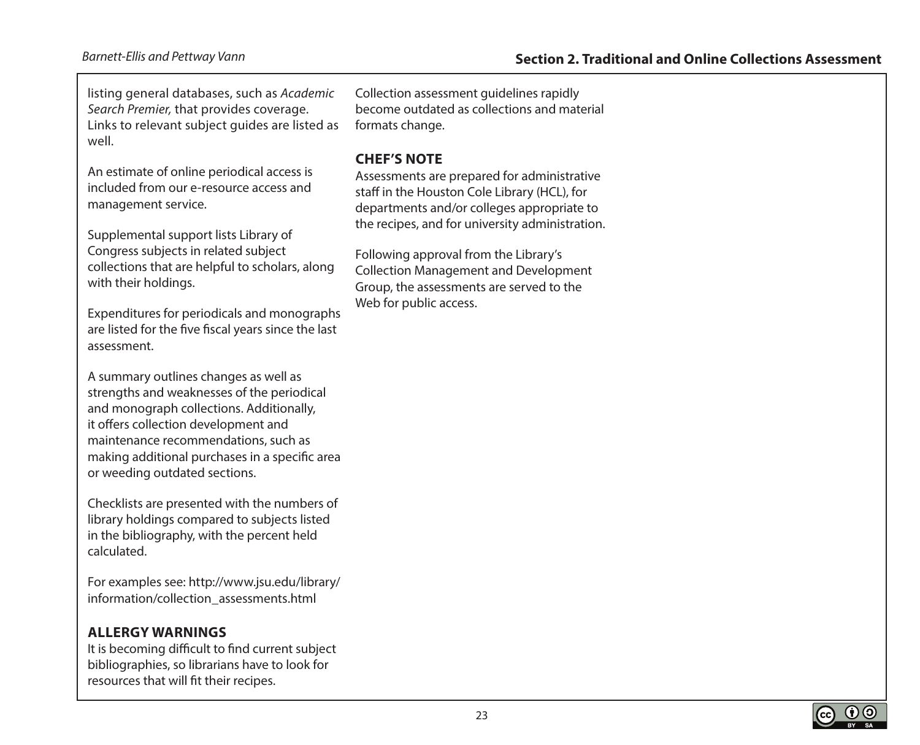listing general databases, such as *Academic Search Premier,* that provides coverage. Links to relevant subject guides are listed as well.

An estimate of online periodical access is included from our e-resource access and management service.

Supplemental support lists Library of Congress subjects in related subject collections that are helpful to scholars, along with their holdings.

Expenditures for periodicals and monographs are listed for the five fiscal years since the last assessment.

A summary outlines changes as well as strengths and weaknesses of the periodical and monograph collections. Additionally, it offers collection development and maintenance recommendations, such as making additional purchases in a specific area or weeding outdated sections.

Checklists are presented with the numbers of library holdings compared to subjects listed in the bibliography, with the percent held calculated.

For examples see: http://www.jsu.edu/library/information/collection_assessments.html

## ALLERGY WARNINGS

It is becoming difficult to find current subject bibliographies, so librarians have to look for resources that will fit their recipes.

Collection assessment guidelines rapidly become outdated as collections and material formats change.

## CHEF'S NOTE

Assessments are prepared for administrative staff in the Houston Cole Library (HCL), for departments and/or colleges appropriate to the recipes, and for university administration.

Following approval from the Library's Collection Management and Development Group, the assessments are served to the Web for public access.